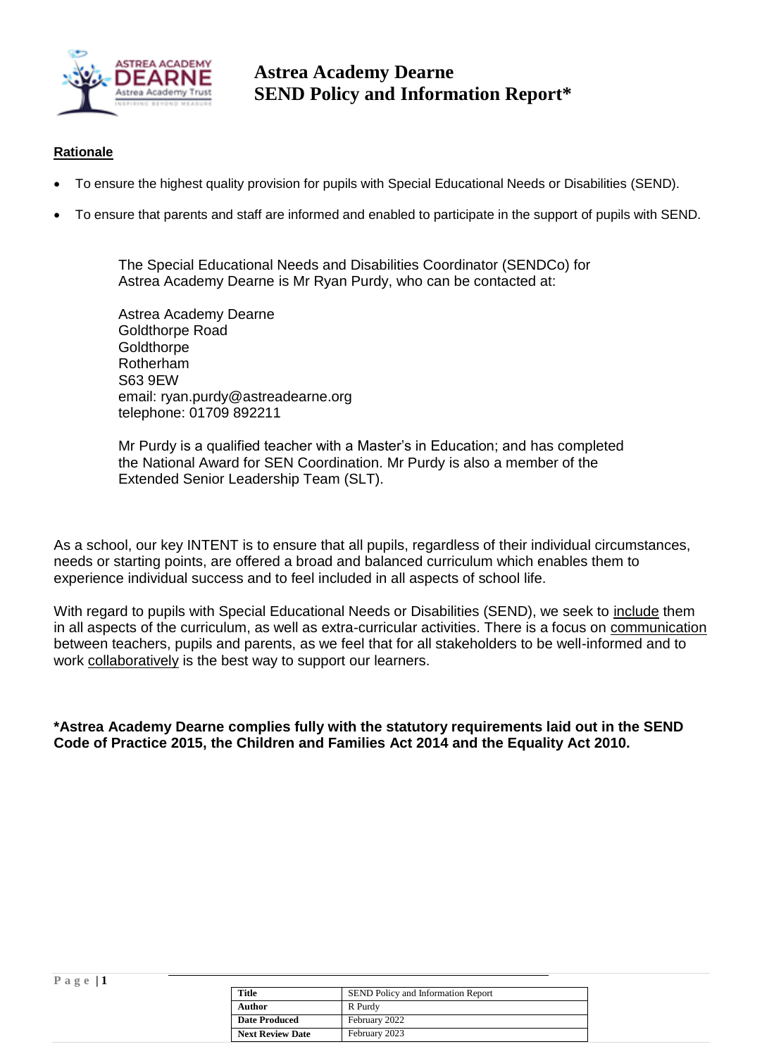# Astrea Academy Dearne
# SEND Policy and Information Report*

## Rationale

- To ensure the highest quality provision for pupils with Special Educational Needs or Disabilities (SEND).
- To ensure that parents and staff are informed and enabled to participate in the support of pupils with SEND.

The Special Educational Needs and Disabilities Coordinator (SENDCo) for Astrea Academy Dearne is Mr Ryan Purdy, who can be contacted at:

Astrea Academy Dearne
Goldthorpe Road
Goldthorpe
Rotherham
S63 9EW
email: ryan.purdy@astreadearne.org
telephone: 01709 892211

Mr Purdy is a qualified teacher with a Master's in Education; and has completed the National Award for SEN Coordination. Mr Purdy is also a member of the Extended Senior Leadership Team (SLT).

As a school, our key INTENT is to ensure that all pupils, regardless of their individual circumstances, needs or starting points, are offered a broad and balanced curriculum which enables them to experience individual success and to feel included in all aspects of school life.

With regard to pupils with Special Educational Needs or Disabilities (SEND), we seek to include them in all aspects of the curriculum, as well as extra-curricular activities. There is a focus on communication between teachers, pupils and parents, as we feel that for all stakeholders to be well-informed and to work collaboratively is the best way to support our learners.

**\*Astrea Academy Dearne complies fully with the statutory requirements laid out in the SEND Code of Practice 2015, the Children and Families Act 2014 and the Equality Act 2010.**

| Title | SEND Policy and Information Report |
|---|---|
| Author | R Purdy |
| Date Produced | February 2022 |
| Next Review Date | February 2023 |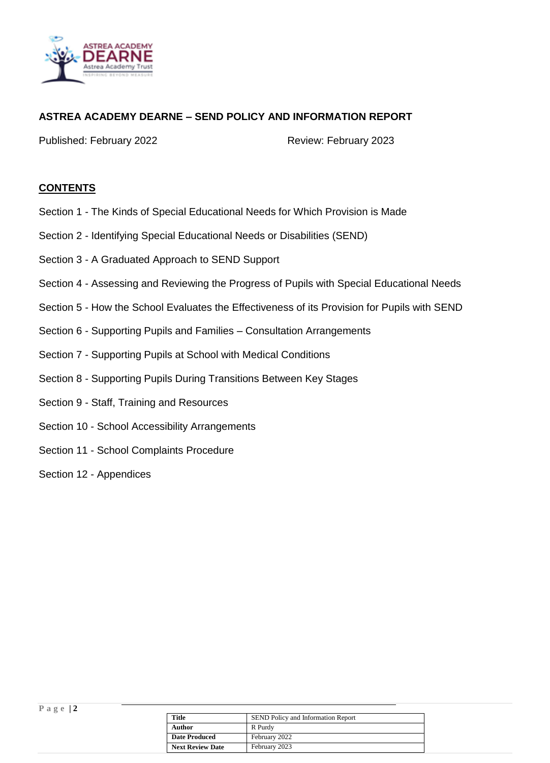## ASTREA ACADEMY DEARNE – SEND POLICY AND INFORMATION REPORT

Published: February 2022 Review: February 2023

### CONTENTS

Section 1 - The Kinds of Special Educational Needs for Which Provision is Made

Section 2 - Identifying Special Educational Needs or Disabilities (SEND)

Section 3 - A Graduated Approach to SEND Support

Section 4 - Assessing and Reviewing the Progress of Pupils with Special Educational Needs

Section 5 - How the School Evaluates the Effectiveness of its Provision for Pupils with SEND

Section 6 - Supporting Pupils and Families – Consultation Arrangements

Section 7 - Supporting Pupils at School with Medical Conditions

Section 8 - Supporting Pupils During Transitions Between Key Stages

Section 9 - Staff, Training and Resources

Section 10 - School Accessibility Arrangements

Section 11 - School Complaints Procedure

Section 12 - Appendices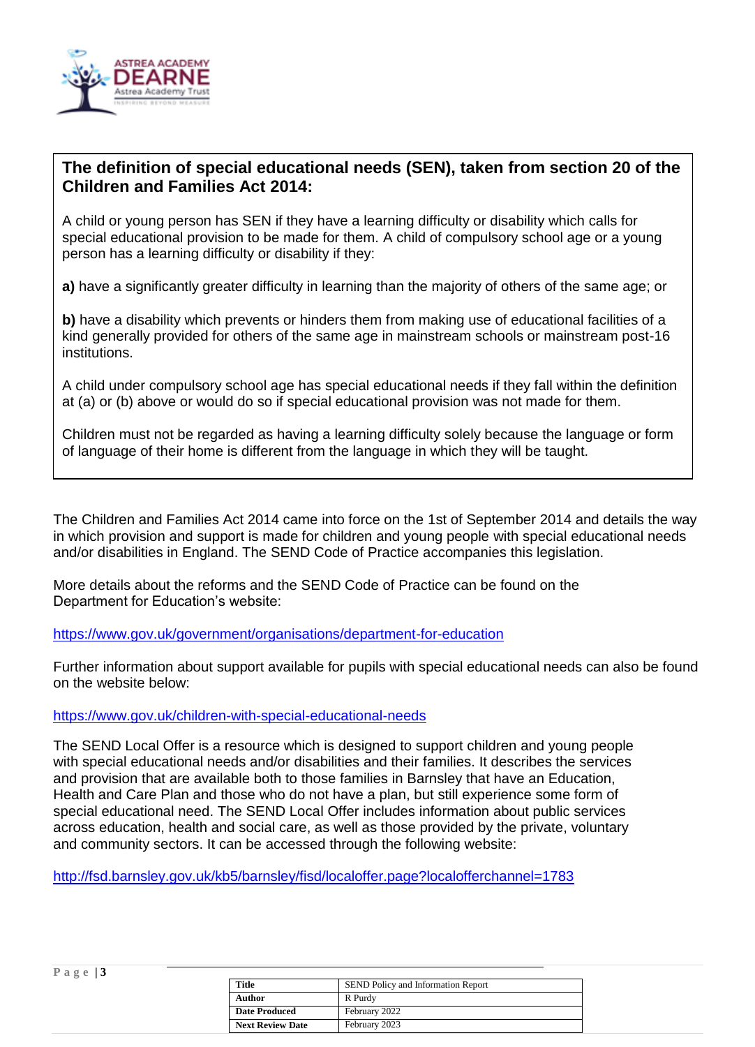## The definition of special educational needs (SEN), taken from section 20 of the Children and Families Act 2014:

A child or young person has SEN if they have a learning difficulty or disability which calls for special educational provision to be made for them. A child of compulsory school age or a young person has a learning difficulty or disability if they:

**a)** have a significantly greater difficulty in learning than the majority of others of the same age; or

**b)** have a disability which prevents or hinders them from making use of educational facilities of a kind generally provided for others of the same age in mainstream schools or mainstream post-16 institutions.

A child under compulsory school age has special educational needs if they fall within the definition at (a) or (b) above or would do so if special educational provision was not made for them.

Children must not be regarded as having a learning difficulty solely because the language or form of language of their home is different from the language in which they will be taught.

The Children and Families Act 2014 came into force on the 1st of September 2014 and details the way in which provision and support is made for children and young people with special educational needs and/or disabilities in England. The SEND Code of Practice accompanies this legislation.

More details about the reforms and the SEND Code of Practice can be found on the Department for Education's website:

https://www.gov.uk/government/organisations/department-for-education

Further information about support available for pupils with special educational needs can also be found on the website below:

https://www.gov.uk/children-with-special-educational-needs

The SEND Local Offer is a resource which is designed to support children and young people with special educational needs and/or disabilities and their families. It describes the services and provision that are available both to those families in Barnsley that have an Education, Health and Care Plan and those who do not have a plan, but still experience some form of special educational need. The SEND Local Offer includes information about public services across education, health and social care, as well as those provided by the private, voluntary and community sectors. It can be accessed through the following website:

http://fsd.barnsley.gov.uk/kb5/barnsley/fsd/localoffer.page?localofferchannel=1783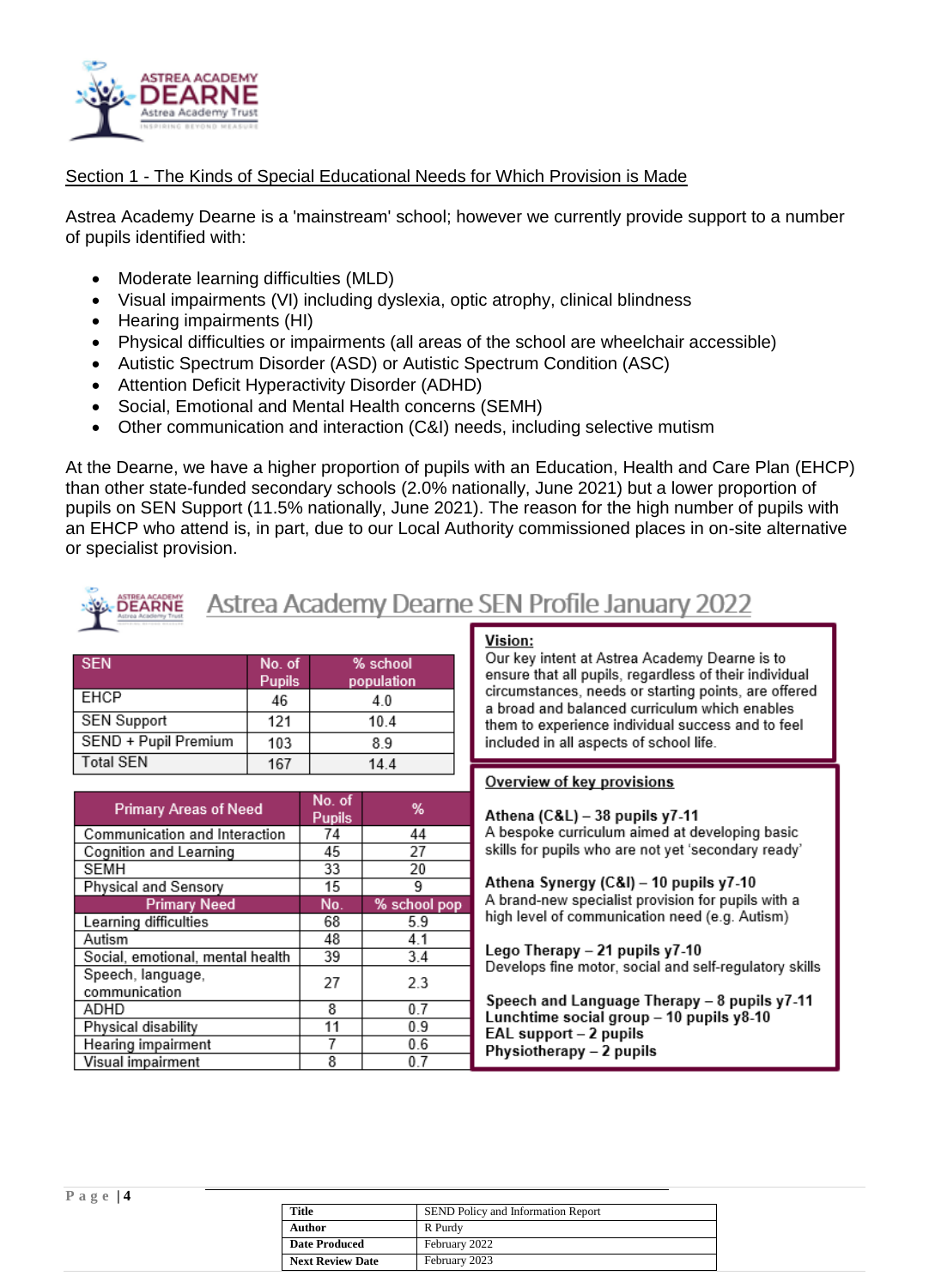## Section 1 - The Kinds of Special Educational Needs for Which Provision is Made

Astrea Academy Dearne is a 'mainstream' school; however we currently provide support to a number of pupils identified with:

- Moderate learning difficulties (MLD)
- Visual impairments (VI) including dyslexia, optic atrophy, clinical blindness
- Hearing impairments (HI)
- Physical difficulties or impairments (all areas of the school are wheelchair accessible)
- Autistic Spectrum Disorder (ASD) or Autistic Spectrum Condition (ASC)
- Attention Deficit Hyperactivity Disorder (ADHD)
- Social, Emotional and Mental Health concerns (SEMH)
- Other communication and interaction (C&I) needs, including selective mutism

At the Dearne, we have a higher proportion of pupils with an Education, Health and Care Plan (EHCP) than other state-funded secondary schools (2.0% nationally, June 2021) but a lower proportion of pupils on SEN Support (11.5% nationally, June 2021). The reason for the high number of pupils with an EHCP who attend is, in part, due to our Local Authority commissioned places in on-site alternative or specialist provision.

## Astrea Academy Dearne SEN Profile January 2022

| SEN | No. of Pupils | % school population |
|---|---|---|
| EHCP | 46 | 4.0 |
| SEN Support | 121 | 10.4 |
| SEND + Pupil Premium | 103 | 8.9 |
| Total SEN | 167 | 14.4 |

| Primary Areas of Need | No. of Pupils | % |
|---|---|---|
| Communication and Interaction | 74 | 44 |
| Cognition and Learning | 45 | 27 |
| SEMH | 33 | 20 |
| Physical and Sensory | 15 | 9 |
| **Primary Need** | **No.** | **% school pop** |
| Learning difficulties | 68 | 5.9 |
| Autism | 48 | 4.1 |
| Social, emotional, mental health | 39 | 3.4 |
| Speech, language, communication | 27 | 2.3 |
| ADHD | 8 | 0.7 |
| Physical disability | 11 | 0.9 |
| Hearing impairment | 7 | 0.6 |
| Visual impairment | 8 | 0.7 |

**Vision:**

Our key intent at Astrea Academy Dearne is to ensure that all pupils, regardless of their individual circumstances, needs or starting points, are offered a broad and balanced curriculum which enables them to experience individual success and to feel included in all aspects of school life.

**Overview of key provisions**

**Athena (C&L) – 38 pupils y7-11**
A bespoke curriculum aimed at developing basic skills for pupils who are not yet 'secondary ready'

**Athena Synergy (C&I) – 10 pupils y7-10**
A brand-new specialist provision for pupils with a high level of communication need (e.g. Autism)

**Lego Therapy – 21 pupils y7-10**
Develops fine motor, social and self-regulatory skills

**Speech and Language Therapy – 8 pupils y7-11**
**Lunchtime social group – 10 pupils y8-10**
**EAL support – 2 pupils**
**Physiotherapy – 2 pupils**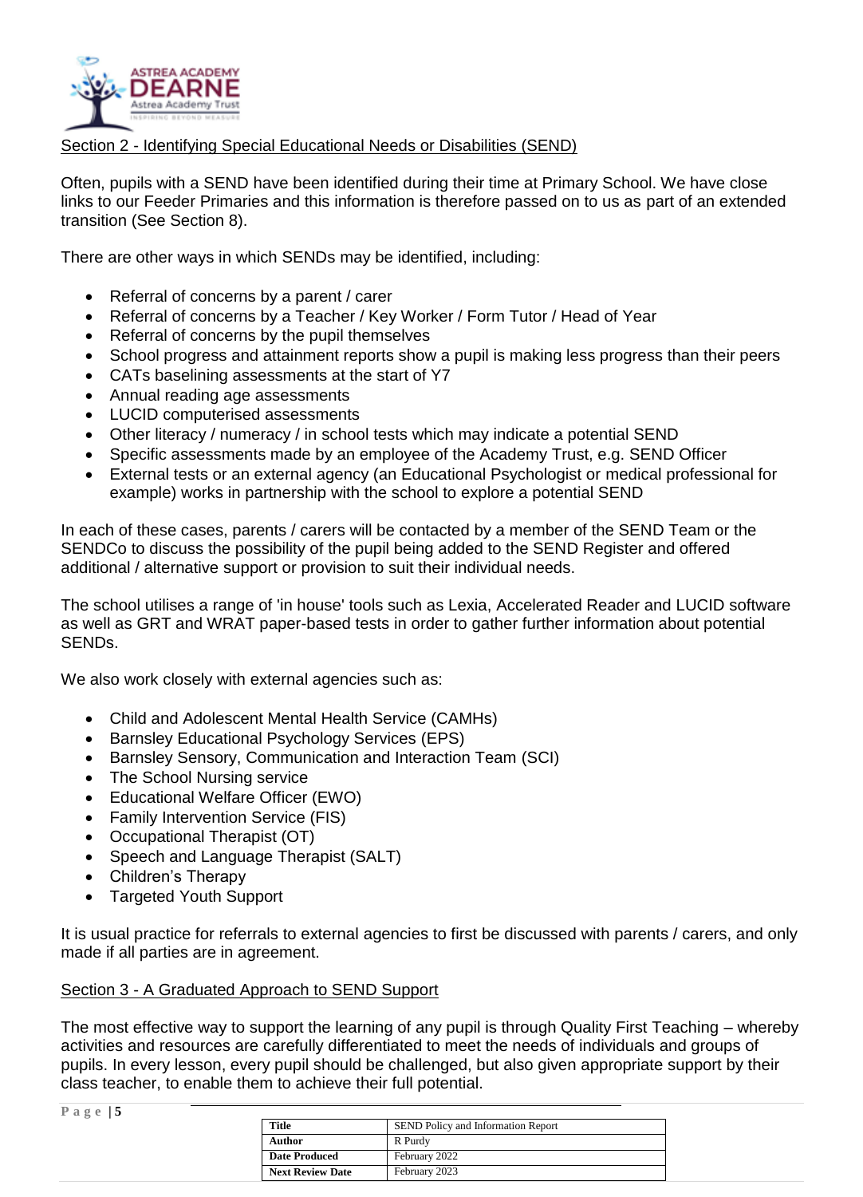## Section 2 - Identifying Special Educational Needs or Disabilities (SEND)

Often, pupils with a SEND have been identified during their time at Primary School. We have close links to our Feeder Primaries and this information is therefore passed on to us as part of an extended transition (See Section 8).

There are other ways in which SENDs may be identified, including:

- Referral of concerns by a parent / carer
- Referral of concerns by a Teacher / Key Worker / Form Tutor / Head of Year
- Referral of concerns by the pupil themselves
- School progress and attainment reports show a pupil is making less progress than their peers
- CATs baselining assessments at the start of Y7
- Annual reading age assessments
- LUCID computerised assessments
- Other literacy / numeracy / in school tests which may indicate a potential SEND
- Specific assessments made by an employee of the Academy Trust, e.g. SEND Officer
- External tests or an external agency (an Educational Psychologist or medical professional for example) works in partnership with the school to explore a potential SEND

In each of these cases, parents / carers will be contacted by a member of the SEND Team or the SENDCo to discuss the possibility of the pupil being added to the SEND Register and offered additional / alternative support or provision to suit their individual needs.

The school utilises a range of 'in house' tools such as Lexia, Accelerated Reader and LUCID software as well as GRT and WRAT paper-based tests in order to gather further information about potential SENDs.

We also work closely with external agencies such as:

- Child and Adolescent Mental Health Service (CAMHs)
- Barnsley Educational Psychology Services (EPS)
- Barnsley Sensory, Communication and Interaction Team (SCI)
- The School Nursing service
- Educational Welfare Officer (EWO)
- Family Intervention Service (FIS)
- Occupational Therapist (OT)
- Speech and Language Therapist (SALT)
- Children's Therapy
- Targeted Youth Support

It is usual practice for referrals to external agencies to first be discussed with parents / carers, and only made if all parties are in agreement.

## Section 3 - A Graduated Approach to SEND Support

The most effective way to support the learning of any pupil is through Quality First Teaching – whereby activities and resources are carefully differentiated to meet the needs of individuals and groups of pupils. In every lesson, every pupil should be challenged, but also given appropriate support by their class teacher, to enable them to achieve their full potential.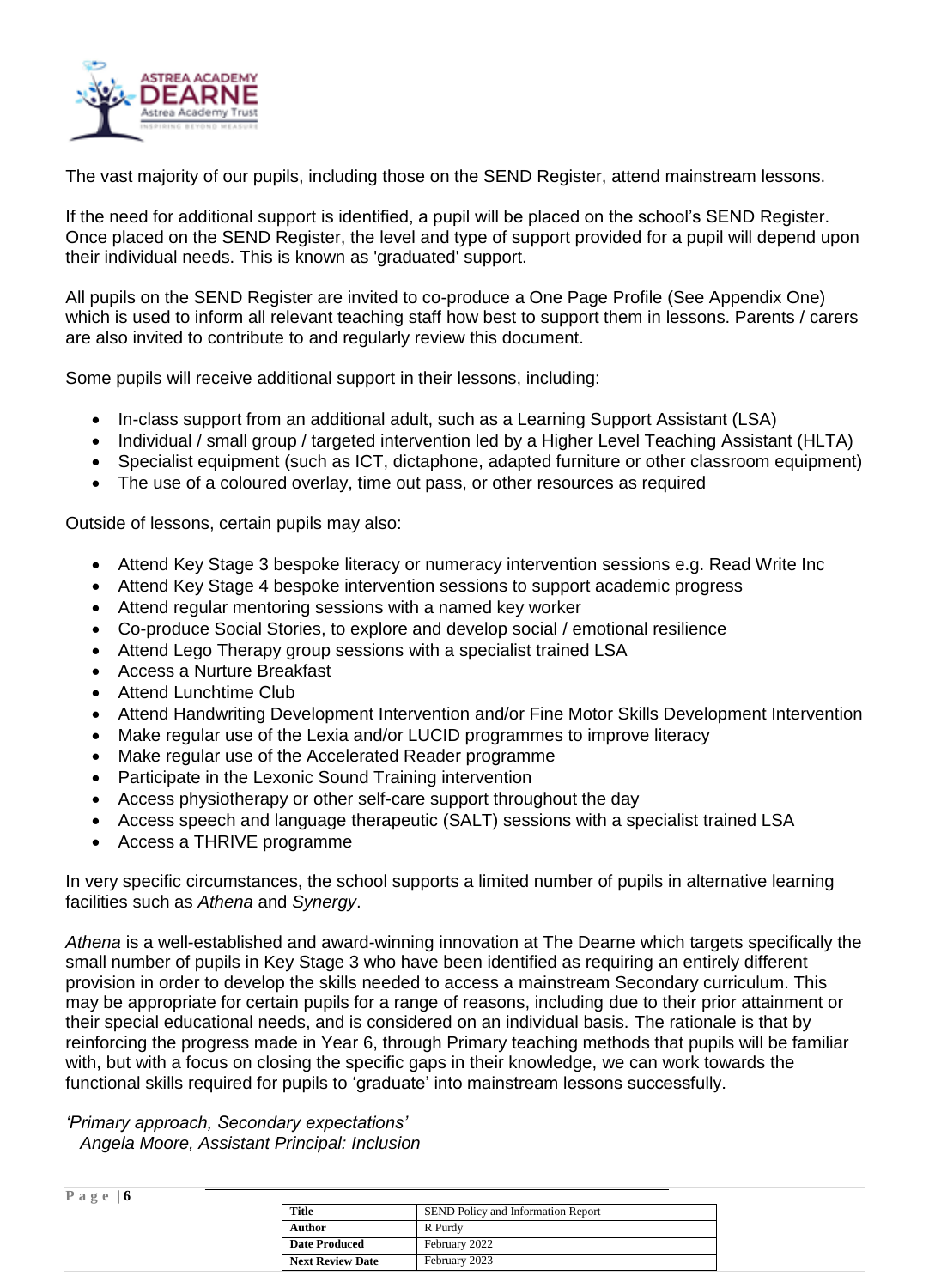The vast majority of our pupils, including those on the SEND Register, attend mainstream lessons.

If the need for additional support is identified, a pupil will be placed on the school's SEND Register. Once placed on the SEND Register, the level and type of support provided for a pupil will depend upon their individual needs. This is known as 'graduated' support.

All pupils on the SEND Register are invited to co-produce a One Page Profile (See Appendix One) which is used to inform all relevant teaching staff how best to support them in lessons. Parents / carers are also invited to contribute to and regularly review this document.

Some pupils will receive additional support in their lessons, including:

- In-class support from an additional adult, such as a Learning Support Assistant (LSA)
- Individual / small group / targeted intervention led by a Higher Level Teaching Assistant (HLTA)
- Specialist equipment (such as ICT, dictaphone, adapted furniture or other classroom equipment)
- The use of a coloured overlay, time out pass, or other resources as required

Outside of lessons, certain pupils may also:

- Attend Key Stage 3 bespoke literacy or numeracy intervention sessions e.g. Read Write Inc
- Attend Key Stage 4 bespoke intervention sessions to support academic progress
- Attend regular mentoring sessions with a named key worker
- Co-produce Social Stories, to explore and develop social / emotional resilience
- Attend Lego Therapy group sessions with a specialist trained LSA
- Access a Nurture Breakfast
- Attend Lunchtime Club
- Attend Handwriting Development Intervention and/or Fine Motor Skills Development Intervention
- Make regular use of the Lexia and/or LUCID programmes to improve literacy
- Make regular use of the Accelerated Reader programme
- Participate in the Lexonic Sound Training intervention
- Access physiotherapy or other self-care support throughout the day
- Access speech and language therapeutic (SALT) sessions with a specialist trained LSA
- Access a THRIVE programme

In very specific circumstances, the school supports a limited number of pupils in alternative learning facilities such as *Athena* and *Synergy*.

*Athena* is a well-established and award-winning innovation at The Dearne which targets specifically the small number of pupils in Key Stage 3 who have been identified as requiring an entirely different provision in order to develop the skills needed to access a mainstream Secondary curriculum. This may be appropriate for certain pupils for a range of reasons, including due to their prior attainment or their special educational needs, and is considered on an individual basis. The rationale is that by reinforcing the progress made in Year 6, through Primary teaching methods that pupils will be familiar with, but with a focus on closing the specific gaps in their knowledge, we can work towards the functional skills required for pupils to 'graduate' into mainstream lessons successfully.

*'Primary approach, Secondary expectations'*
*Angela Moore, Assistant Principal: Inclusion*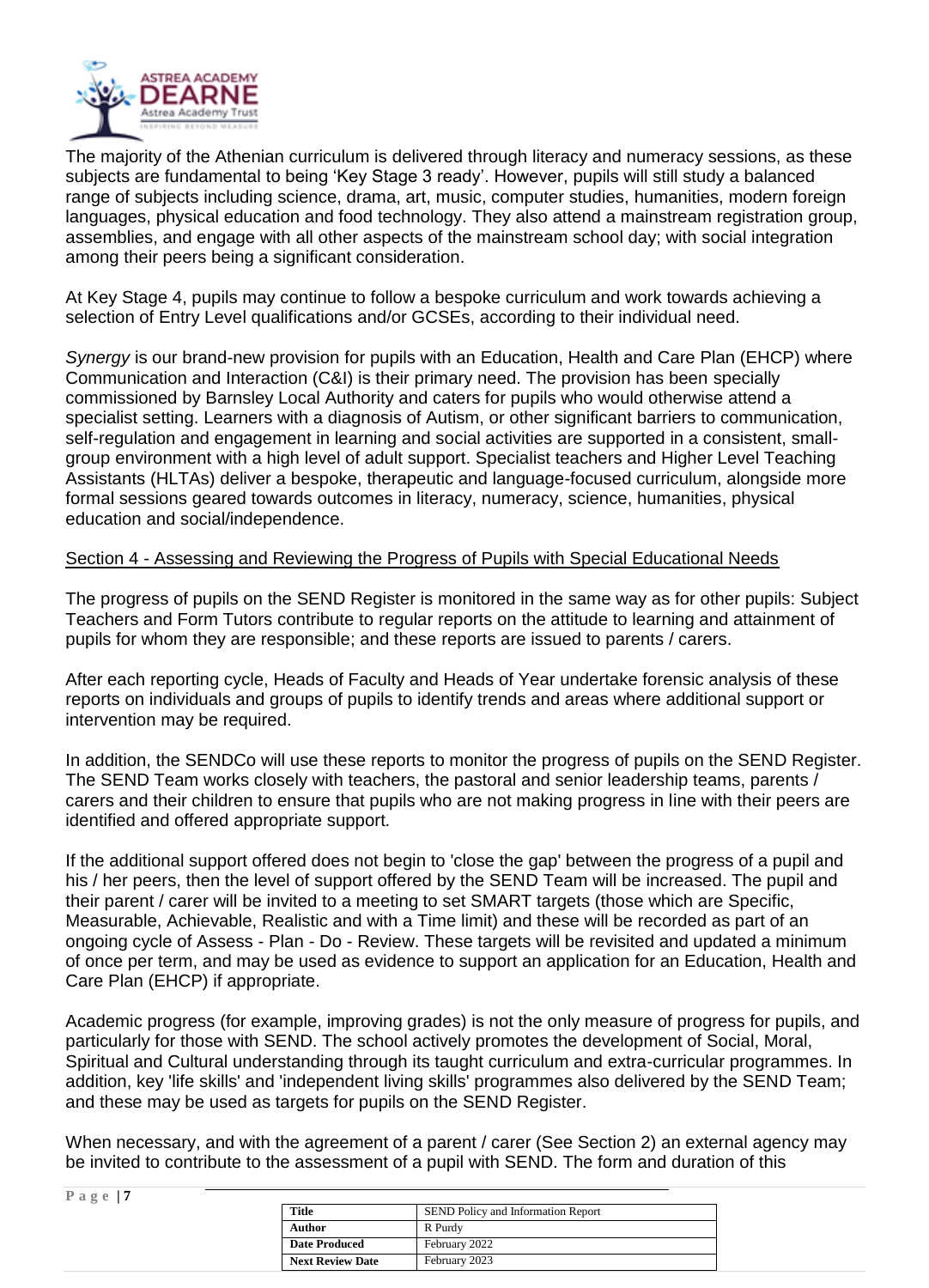The majority of the Athenian curriculum is delivered through literacy and numeracy sessions, as these subjects are fundamental to being 'Key Stage 3 ready'. However, pupils will still study a balanced range of subjects including science, drama, art, music, computer studies, humanities, modern foreign languages, physical education and food technology. They also attend a mainstream registration group, assemblies, and engage with all other aspects of the mainstream school day; with social integration among their peers being a significant consideration.

At Key Stage 4, pupils may continue to follow a bespoke curriculum and work towards achieving a selection of Entry Level qualifications and/or GCSEs, according to their individual need.

*Synergy* is our brand-new provision for pupils with an Education, Health and Care Plan (EHCP) where Communication and Interaction (C&I) is their primary need. The provision has been specially commissioned by Barnsley Local Authority and caters for pupils who would otherwise attend a specialist setting. Learners with a diagnosis of Autism, or other significant barriers to communication, self-regulation and engagement in learning and social activities are supported in a consistent, small-group environment with a high level of adult support. Specialist teachers and Higher Level Teaching Assistants (HLTAs) deliver a bespoke, therapeutic and language-focused curriculum, alongside more formal sessions geared towards outcomes in literacy, numeracy, science, humanities, physical education and social/independence.

## Section 4 - Assessing and Reviewing the Progress of Pupils with Special Educational Needs

The progress of pupils on the SEND Register is monitored in the same way as for other pupils: Subject Teachers and Form Tutors contribute to regular reports on the attitude to learning and attainment of pupils for whom they are responsible; and these reports are issued to parents / carers.

After each reporting cycle, Heads of Faculty and Heads of Year undertake forensic analysis of these reports on individuals and groups of pupils to identify trends and areas where additional support or intervention may be required.

In addition, the SENDCo will use these reports to monitor the progress of pupils on the SEND Register. The SEND Team works closely with teachers, the pastoral and senior leadership teams, parents / carers and their children to ensure that pupils who are not making progress in line with their peers are identified and offered appropriate support.

If the additional support offered does not begin to 'close the gap' between the progress of a pupil and his / her peers, then the level of support offered by the SEND Team will be increased. The pupil and their parent / carer will be invited to a meeting to set SMART targets (those which are Specific, Measurable, Achievable, Realistic and with a Time limit) and these will be recorded as part of an ongoing cycle of Assess - Plan - Do - Review. These targets will be revisited and updated a minimum of once per term, and may be used as evidence to support an application for an Education, Health and Care Plan (EHCP) if appropriate.

Academic progress (for example, improving grades) is not the only measure of progress for pupils, and particularly for those with SEND. The school actively promotes the development of Social, Moral, Spiritual and Cultural understanding through its taught curriculum and extra-curricular programmes. In addition, key 'life skills' and 'independent living skills' programmes also delivered by the SEND Team; and these may be used as targets for pupils on the SEND Register.

When necessary, and with the agreement of a parent / carer (See Section 2) an external agency may be invited to contribute to the assessment of a pupil with SEND. The form and duration of this

| **Title** | SEND Policy and Information Report |
|---|---|
| **Author** | R Purdy |
| **Date Produced** | February 2022 |
| **Next Review Date** | February 2023 |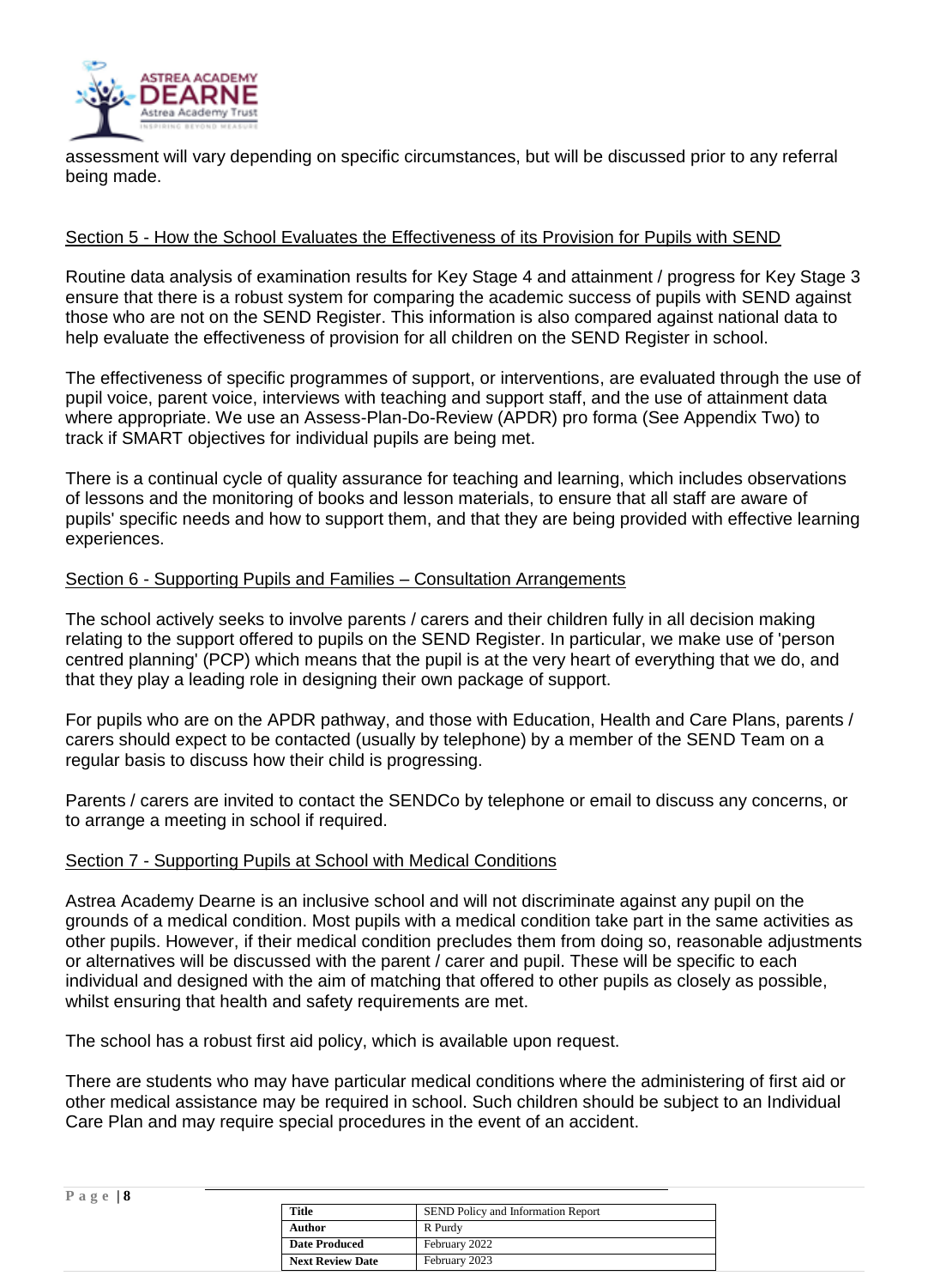assessment will vary depending on specific circumstances, but will be discussed prior to any referral being made.

## Section 5 - How the School Evaluates the Effectiveness of its Provision for Pupils with SEND

Routine data analysis of examination results for Key Stage 4 and attainment / progress for Key Stage 3 ensure that there is a robust system for comparing the academic success of pupils with SEND against those who are not on the SEND Register. This information is also compared against national data to help evaluate the effectiveness of provision for all children on the SEND Register in school.

The effectiveness of specific programmes of support, or interventions, are evaluated through the use of pupil voice, parent voice, interviews with teaching and support staff, and the use of attainment data where appropriate. We use an Assess-Plan-Do-Review (APDR) pro forma (See Appendix Two) to track if SMART objectives for individual pupils are being met.

There is a continual cycle of quality assurance for teaching and learning, which includes observations of lessons and the monitoring of books and lesson materials, to ensure that all staff are aware of pupils' specific needs and how to support them, and that they are being provided with effective learning experiences.

## Section 6 - Supporting Pupils and Families – Consultation Arrangements

The school actively seeks to involve parents / carers and their children fully in all decision making relating to the support offered to pupils on the SEND Register. In particular, we make use of 'person centred planning' (PCP) which means that the pupil is at the very heart of everything that we do, and that they play a leading role in designing their own package of support.

For pupils who are on the APDR pathway, and those with Education, Health and Care Plans, parents / carers should expect to be contacted (usually by telephone) by a member of the SEND Team on a regular basis to discuss how their child is progressing.

Parents / carers are invited to contact the SENDCo by telephone or email to discuss any concerns, or to arrange a meeting in school if required.

## Section 7 - Supporting Pupils at School with Medical Conditions

Astrea Academy Dearne is an inclusive school and will not discriminate against any pupil on the grounds of a medical condition. Most pupils with a medical condition take part in the same activities as other pupils. However, if their medical condition precludes them from doing so, reasonable adjustments or alternatives will be discussed with the parent / carer and pupil. These will be specific to each individual and designed with the aim of matching that offered to other pupils as closely as possible, whilst ensuring that health and safety requirements are met.

The school has a robust first aid policy, which is available upon request.

There are students who may have particular medical conditions where the administering of first aid or other medical assistance may be required in school. Such children should be subject to an Individual Care Plan and may require special procedures in the event of an accident.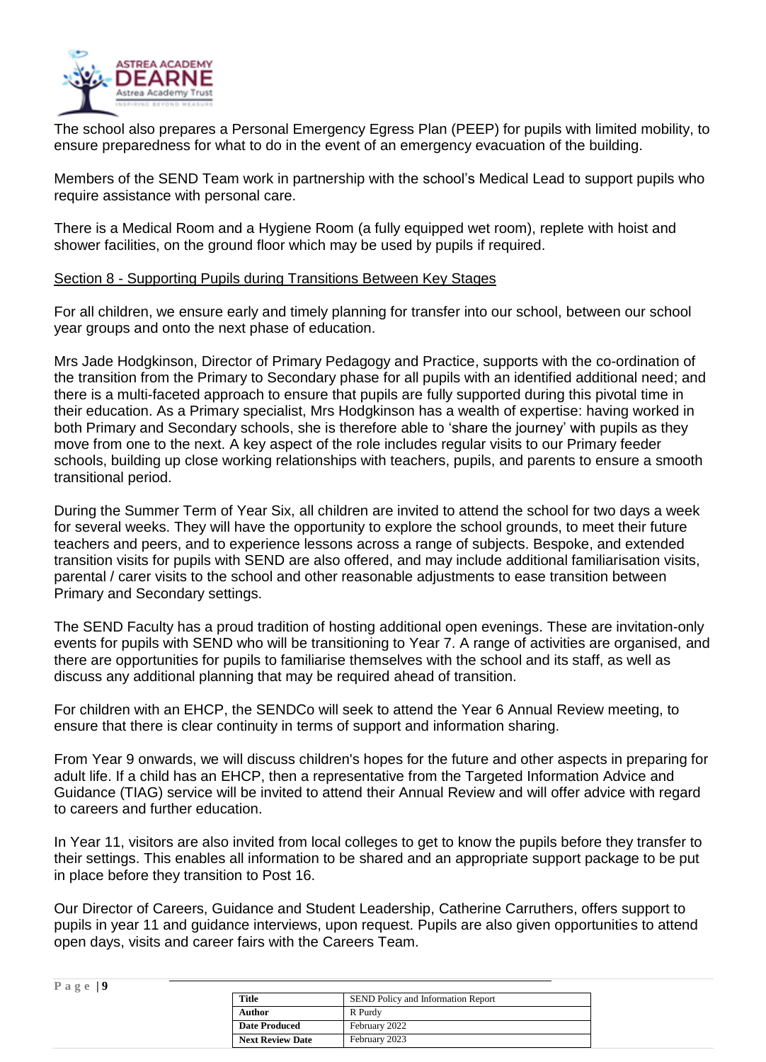The school also prepares a Personal Emergency Egress Plan (PEEP) for pupils with limited mobility, to ensure preparedness for what to do in the event of an emergency evacuation of the building.

Members of the SEND Team work in partnership with the school's Medical Lead to support pupils who require assistance with personal care.

There is a Medical Room and a Hygiene Room (a fully equipped wet room), replete with hoist and shower facilities, on the ground floor which may be used by pupils if required.

## Section 8 - Supporting Pupils during Transitions Between Key Stages

For all children, we ensure early and timely planning for transfer into our school, between our school year groups and onto the next phase of education.

Mrs Jade Hodgkinson, Director of Primary Pedagogy and Practice, supports with the co-ordination of the transition from the Primary to Secondary phase for all pupils with an identified additional need; and there is a multi-faceted approach to ensure that pupils are fully supported during this pivotal time in their education. As a Primary specialist, Mrs Hodgkinson has a wealth of expertise: having worked in both Primary and Secondary schools, she is therefore able to 'share the journey' with pupils as they move from one to the next. A key aspect of the role includes regular visits to our Primary feeder schools, building up close working relationships with teachers, pupils, and parents to ensure a smooth transitional period.

During the Summer Term of Year Six, all children are invited to attend the school for two days a week for several weeks. They will have the opportunity to explore the school grounds, to meet their future teachers and peers, and to experience lessons across a range of subjects. Bespoke, and extended transition visits for pupils with SEND are also offered, and may include additional familiarisation visits, parental / carer visits to the school and other reasonable adjustments to ease transition between Primary and Secondary settings.

The SEND Faculty has a proud tradition of hosting additional open evenings. These are invitation-only events for pupils with SEND who will be transitioning to Year 7. A range of activities are organised, and there are opportunities for pupils to familiarise themselves with the school and its staff, as well as discuss any additional planning that may be required ahead of transition.

For children with an EHCP, the SENDCo will seek to attend the Year 6 Annual Review meeting, to ensure that there is clear continuity in terms of support and information sharing.

From Year 9 onwards, we will discuss children's hopes for the future and other aspects in preparing for adult life. If a child has an EHCP, then a representative from the Targeted Information Advice and Guidance (TIAG) service will be invited to attend their Annual Review and will offer advice with regard to careers and further education.

In Year 11, visitors are also invited from local colleges to get to know the pupils before they transfer to their settings. This enables all information to be shared and an appropriate support package to be put in place before they transition to Post 16.

Our Director of Careers, Guidance and Student Leadership, Catherine Carruthers, offers support to pupils in year 11 and guidance interviews, upon request. Pupils are also given opportunities to attend open days, visits and career fairs with the Careers Team.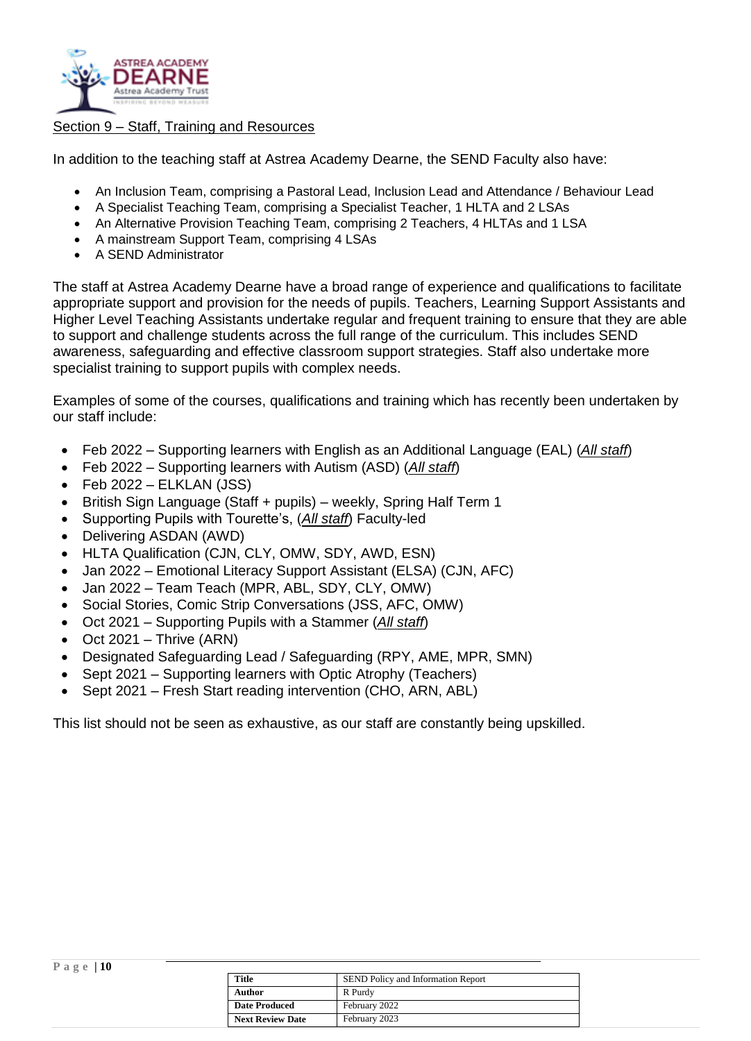## Section 9 – Staff, Training and Resources

In addition to the teaching staff at Astrea Academy Dearne, the SEND Faculty also have:

- An Inclusion Team, comprising a Pastoral Lead, Inclusion Lead and Attendance / Behaviour Lead
- A Specialist Teaching Team, comprising a Specialist Teacher, 1 HLTA and 2 LSAs
- An Alternative Provision Teaching Team, comprising 2 Teachers, 4 HLTAs and 1 LSA
- A mainstream Support Team, comprising 4 LSAs
- A SEND Administrator

The staff at Astrea Academy Dearne have a broad range of experience and qualifications to facilitate appropriate support and provision for the needs of pupils. Teachers, Learning Support Assistants and Higher Level Teaching Assistants undertake regular and frequent training to ensure that they are able to support and challenge students across the full range of the curriculum. This includes SEND awareness, safeguarding and effective classroom support strategies. Staff also undertake more specialist training to support pupils with complex needs.

Examples of some of the courses, qualifications and training which has recently been undertaken by our staff include:

- Feb 2022 – Supporting learners with English as an Additional Language (EAL) (*All staff*)
- Feb 2022 – Supporting learners with Autism (ASD) (*All staff*)
- Feb 2022 – ELKLAN (JSS)
- British Sign Language (Staff + pupils) – weekly, Spring Half Term 1
- Supporting Pupils with Tourette's, (*All staff*) Faculty-led
- Delivering ASDAN (AWD)
- HLTA Qualification (CJN, CLY, OMW, SDY, AWD, ESN)
- Jan 2022 – Emotional Literacy Support Assistant (ELSA) (CJN, AFC)
- Jan 2022 – Team Teach (MPR, ABL, SDY, CLY, OMW)
- Social Stories, Comic Strip Conversations (JSS, AFC, OMW)
- Oct 2021 – Supporting Pupils with a Stammer (*All staff*)
- Oct 2021 – Thrive (ARN)
- Designated Safeguarding Lead / Safeguarding (RPY, AME, MPR, SMN)
- Sept 2021 – Supporting learners with Optic Atrophy (Teachers)
- Sept 2021 – Fresh Start reading intervention (CHO, ARN, ABL)

This list should not be seen as exhaustive, as our staff are constantly being upskilled.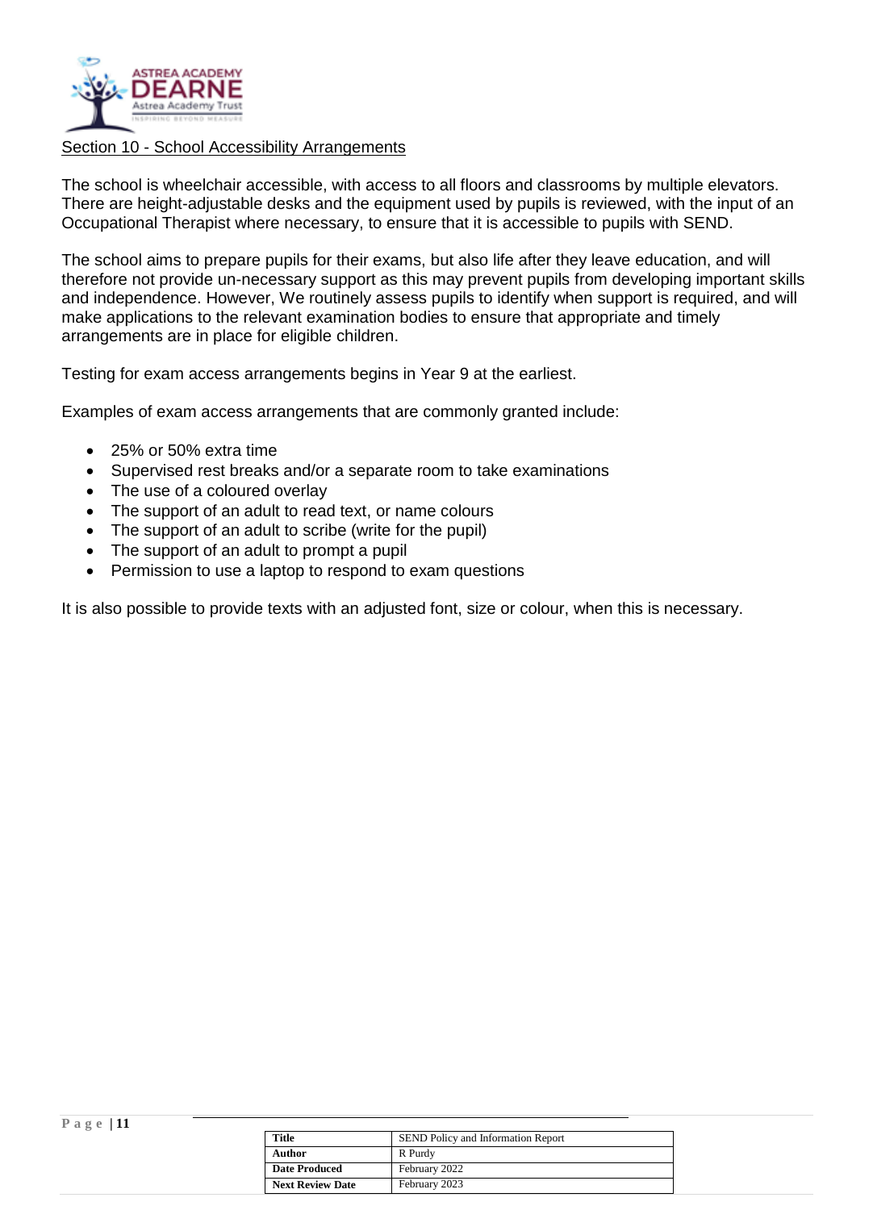## Section 10 - School Accessibility Arrangements

The school is wheelchair accessible, with access to all floors and classrooms by multiple elevators. There are height-adjustable desks and the equipment used by pupils is reviewed, with the input of an Occupational Therapist where necessary, to ensure that it is accessible to pupils with SEND.

The school aims to prepare pupils for their exams, but also life after they leave education, and will therefore not provide un-necessary support as this may prevent pupils from developing important skills and independence. However, We routinely assess pupils to identify when support is required, and will make applications to the relevant examination bodies to ensure that appropriate and timely arrangements are in place for eligible children.

Testing for exam access arrangements begins in Year 9 at the earliest.

Examples of exam access arrangements that are commonly granted include:

- 25% or 50% extra time
- Supervised rest breaks and/or a separate room to take examinations
- The use of a coloured overlay
- The support of an adult to read text, or name colours
- The support of an adult to scribe (write for the pupil)
- The support of an adult to prompt a pupil
- Permission to use a laptop to respond to exam questions

It is also possible to provide texts with an adjusted font, size or colour, when this is necessary.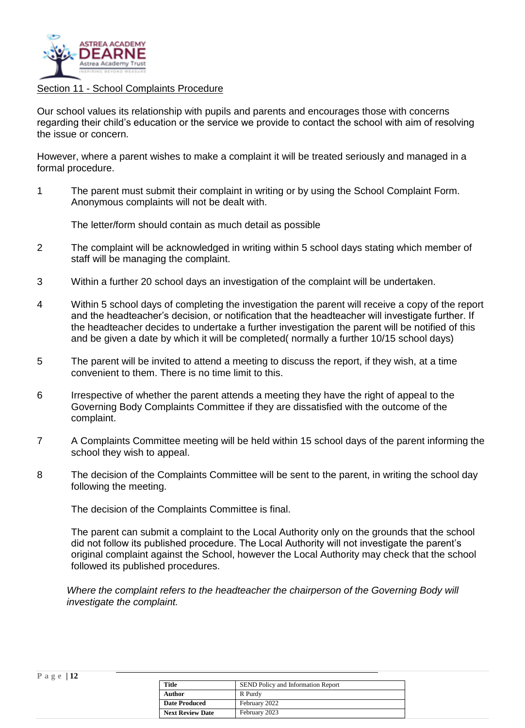## Section 11 - School Complaints Procedure

Our school values its relationship with pupils and parents and encourages those with concerns regarding their child's education or the service we provide to contact the school with aim of resolving the issue or concern.

However, where a parent wishes to make a complaint it will be treated seriously and managed in a formal procedure.

1. The parent must submit their complaint in writing or by using the School Complaint Form. Anonymous complaints will not be dealt with.

   The letter/form should contain as much detail as possible

2. The complaint will be acknowledged in writing within 5 school days stating which member of staff will be managing the complaint.

3. Within a further 20 school days an investigation of the complaint will be undertaken.

4. Within 5 school days of completing the investigation the parent will receive a copy of the report and the headteacher's decision, or notification that the headteacher will investigate further. If the headteacher decides to undertake a further investigation the parent will be notified of this and be given a date by which it will be completed( normally a further 10/15 school days)

5. The parent will be invited to attend a meeting to discuss the report, if they wish, at a time convenient to them. There is no time limit to this.

6. Irrespective of whether the parent attends a meeting they have the right of appeal to the Governing Body Complaints Committee if they are dissatisfied with the outcome of the complaint.

7. A Complaints Committee meeting will be held within 15 school days of the parent informing the school they wish to appeal.

8. The decision of the Complaints Committee will be sent to the parent, in writing the school day following the meeting.

   The decision of the Complaints Committee is final.

   The parent can submit a complaint to the Local Authority only on the grounds that the school did not follow its published procedure. The Local Authority will not investigate the parent's original complaint against the School, however the Local Authority may check that the school followed its published procedures.

*Where the complaint refers to the headteacher the chairperson of the Governing Body will investigate the complaint.*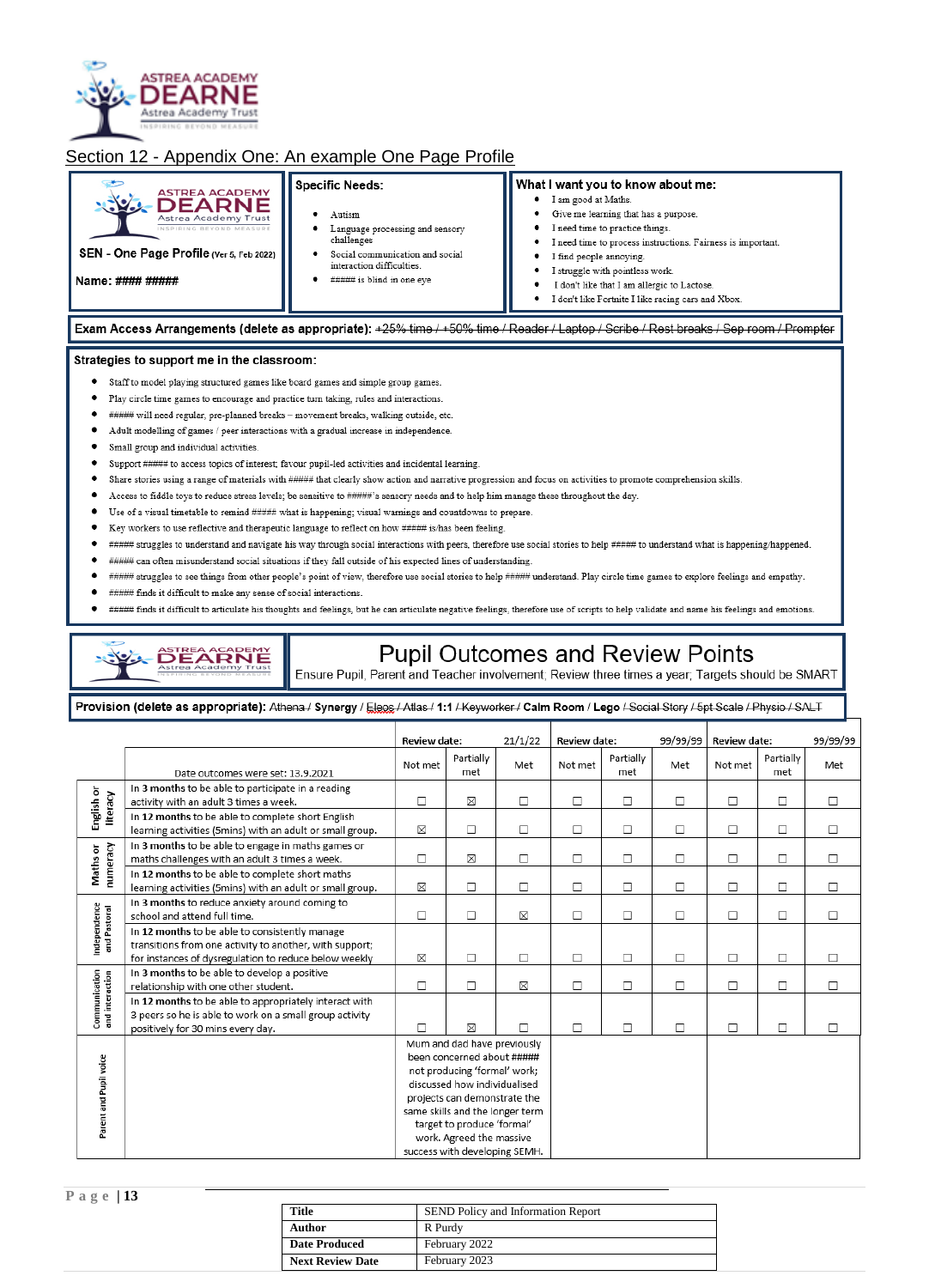## Section 12 - Appendix One: An example One Page Profile

**SEN - One Page Profile** (Ver 5, Feb 2022)

**Name: #### #####**

**Specific Needs:**

- Autism
- Language processing and sensory challenges
- Social communication and social interaction difficulties.
- ##### is blind in one eye

**What I want you to know about me:**

- I am good at Maths.
- Give me learning that has a purpose.
- I need time to practice things.
- I need time to process instructions. Fairness is important.
- I find people annoying.
- I struggle with pointless work.
- I don't like that I am allergic to Lactose.
- I don't like Fortnite I like racing cars and Xbox.

**Exam Access Arrangements (delete as appropriate):** ~~+25% time / +50% time / Reader / Laptop / Scribe / Rest breaks / Sep room / Prompter~~

**Strategies to support me in the classroom:**

- Staff to model playing structured games like board games and simple group games.
- Play circle time games to encourage and practice turn taking, rules and interactions.
- ##### will need regular, pre-planned breaks – movement breaks, walking outside, etc.
- Adult modelling of games / peer interactions with a gradual increase in independence.
- Small group and individual activities.
- Support ##### to access topics of interest; favour pupil-led activities and incidental learning.
- Share stories using a range of materials with ##### that clearly show action and narrative progression and focus on activities to promote comprehension skills.
- Access to fiddle toys to reduce stress levels; be sensitive to #####'s sensory needs and to help him manage these throughout the day.
- Use of a visual timetable to remind ##### what is happening; visual warnings and countdowns to prepare.
- Key workers to use reflective and therapeutic language to reflect on how ##### is/has been feeling.
- ##### struggles to understand and navigate his way through social interactions with peers, therefore use social stories to help ##### to understand what is happening/happened.
- ##### can often misunderstand social situations if they fall outside of his expected lines of understanding.
- ##### struggles to see things from other people's point of view, therefore use social stories to help ##### understand. Play circle time games to explore feelings and empathy.
- ##### finds it difficult to make any sense of social interactions.
- ##### finds it difficult to articulate his thoughts and feelings, but he can articulate negative feelings, therefore use of scripts to help validate and name his feelings and emotions.

## Pupil Outcomes and Review Points

Ensure Pupil, Parent and Teacher involvement; Review three times a year; Targets should be SMART

**Provision (delete as appropriate):** ~~Athena~~ / **Synergy** / ~~Eleos / Atlas~~ / **1:1** / ~~Keyworker~~ / **Calm Room** / **Lego** / ~~Social Story / 5pt Scale / Physio / SALT~~

| | | Review date: | | 21/1/22 | Review date: | | 99/99/99 | Review date: | | 99/99/99 |
|---|---|---|---|---|---|---|---|---|---|---|
| | Date outcomes were set: 13.9.2021 | Not met | Partially met | Met | Not met | Partially met | Met | Not met | Partially met | Met |
| English or literacy | In **3 months** to be able to participate in a reading activity with an adult 3 times a week. | ☐ | ☒ | ☐ | ☐ | ☐ | ☐ | ☐ | ☐ | ☐ |
| | In **12 months** to be able to complete short English learning activities (5mins) with an adult or small group. | ☒ | ☐ | ☐ | ☐ | ☐ | ☐ | ☐ | ☐ | ☐ |
| Maths or numeracy | In **3 months** to be able to engage in maths games or maths challenges with an adult 3 times a week. | ☐ | ☒ | ☐ | ☐ | ☐ | ☐ | ☐ | ☐ | ☐ |
| | In **12 months** to be able to complete short maths learning activities (5mins) with an adult or small group. | ☒ | ☐ | ☐ | ☐ | ☐ | ☐ | ☐ | ☐ | ☐ |
| Independence and Pastoral | In **3 months** to reduce anxiety around coming to school and attend full time. | ☐ | ☐ | ☒ | ☐ | ☐ | ☐ | ☐ | ☐ | ☐ |
| | In **12 months** to be able to consistently manage transitions from one activity to another, with support; for instances of dysregulation to reduce below weekly | ☒ | ☐ | ☐ | ☐ | ☐ | ☐ | ☐ | ☐ | ☐ |
| Communication and interaction | In **3 months** to be able to develop a positive relationship with one other student. | ☐ | ☐ | ☒ | ☐ | ☐ | ☐ | ☐ | ☐ | ☐ |
| | In **12 months** to be able to appropriately interact with 3 peers so he is able to work on a small group activity positively for 30 mins every day. | ☐ | ☒ | ☐ | ☐ | ☐ | ☐ | ☐ | ☐ | ☐ |
| Parent and Pupil voice | | Mum and dad have previously been concerned about ##### not producing 'formal' work; discussed how individualised projects can demonstrate the same skills and the longer term target to produce 'formal' work. Agreed the massive success with developing SEMH. | | | | | | | | |

| **Title** | SEND Policy and Information Report |
|---|---|
| **Author** | R Purdy |
| **Date Produced** | February 2022 |
| **Next Review Date** | February 2023 |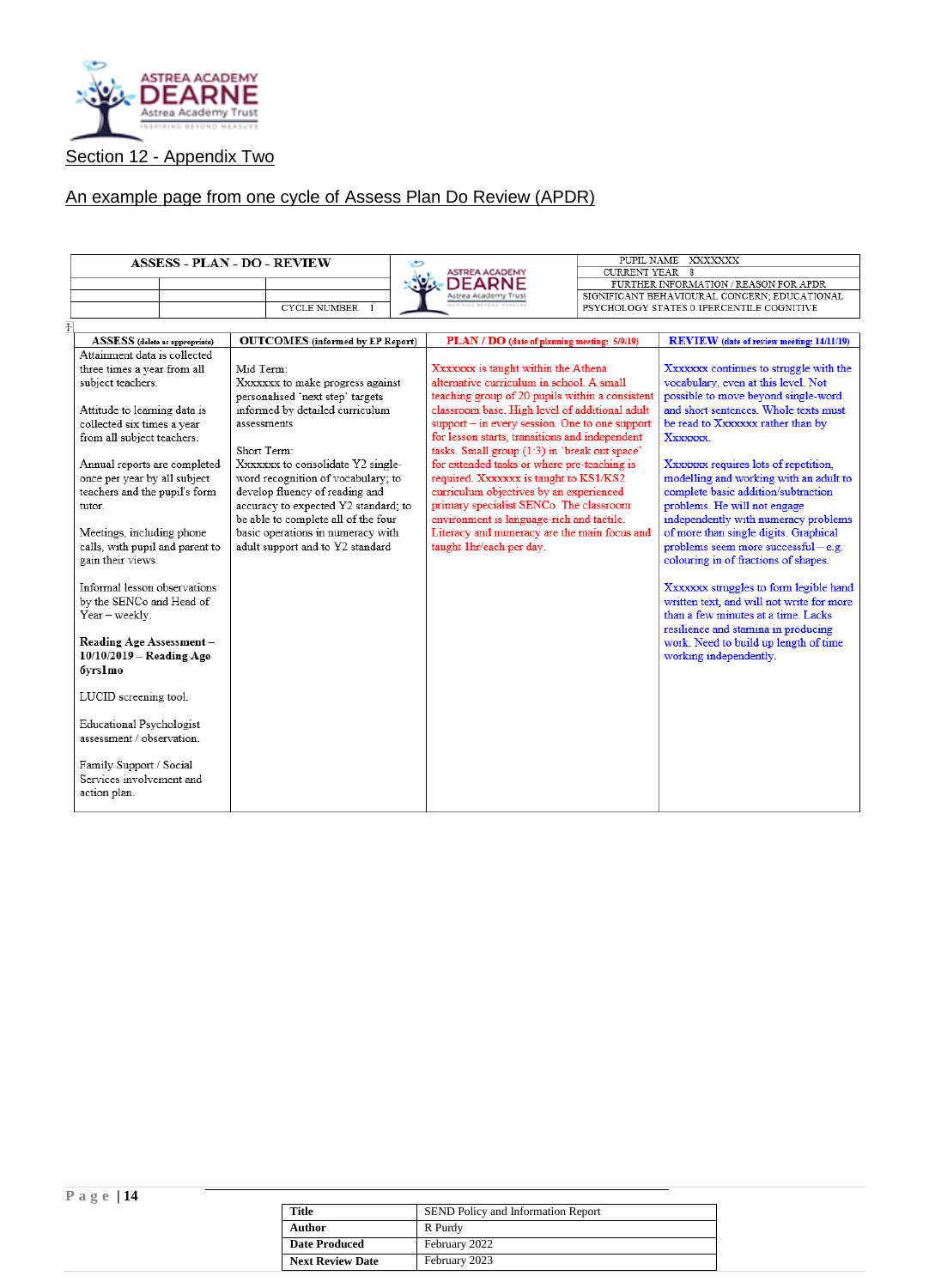## Section 12 - Appendix Two

## An example page from one cycle of Assess Plan Do Review (APDR)

| ASSESS - PLAN - DO - REVIEW | | | | PUPIL NAME XXXXXXX |
|---|---|---|---|---|
| | | | | CURRENT YEAR 8 |
| | | | | FURTHER INFORMATION / REASON FOR APDR |
| | | CYCLE NUMBER 1 | | SIGNIFICANT BEHAVIOURAL CONCERN; EDUCATIONAL PSYCHOLOGY STATES 0.1PERCENTILE COGNITIVE |

| ASSESS (delete as appropriate) | OUTCOMES (informed by EP Report) | PLAN / DO (date of planning meeting: 5/9/19) | REVIEW (date of review meeting: 14/11/19) |
|---|---|---|---|
| Attainment data is collected three times a year from all subject teachers.<br><br>Attitude to learning data is collected six times a year from all subject teachers.<br><br>Annual reports are completed once per year by all subject teachers and the pupil's form tutor.<br><br>Meetings, including phone calls, with pupil and parent to gain their views.<br><br>Informal lesson observations by the SENCo and Head of Year – weekly.<br><br>**Reading Age Assessment – 10/10/2019 – Reading Age 6yrs1mo**<br><br>LUCID screening tool.<br><br>Educational Psychologist assessment / observation.<br><br>Family Support / Social Services involvement and action plan. | Mid Term:<br>Xxxxxxx to make progress against personalised 'next step' targets informed by detailed curriculum assessments<br><br>Short Term:<br>Xxxxxxx to consolidate Y2 single-word recognition of vocabulary; to develop fluency of reading and accuracy to expected Y2 standard; to be able to complete all of the four basic operations in numeracy with adult support and to Y2 standard | Xxxxxxx is taught within the Athena alternative curriculum in school. A small teaching group of 20 pupils within a consistent classroom base. High level of additional adult support – in every session. One to one support for lesson starts, transitions and independent tasks. Small group (1:3) in 'break out space' for extended tasks or where pre-teaching is required. Xxxxxxx is taught to KS1/KS2 curriculum objectives by an experienced primary specialist SENCo. The classroom environment is language-rich and tactile. Literacy and numeracy are the main focus and taught 1hr/each per day. | Xxxxxxx continues to struggle with the vocabulary, even at this level. Not possible to move beyond single-word and short sentences. Whole texts must be read to Xxxxxxx rather than by Xxxxxxx.<br><br>Xxxxxxx requires lots of repetition, modelling and working with an adult to complete basic addition/subtraction problems. He will not engage independently with numeracy problems of more than single digits. Graphical problems seem more successful – e.g. colouring in of fractions of shapes.<br><br>Xxxxxxx struggles to form legible hand written text, and will not write for more than a few minutes at a time. Lacks resilience and stamina in producing work. Need to build up length of time working independently. |

| | |
|---|---|
| **Title** | SEND Policy and Information Report |
| **Author** | R Purdy |
| **Date Produced** | February 2022 |
| **Next Review Date** | February 2023 |